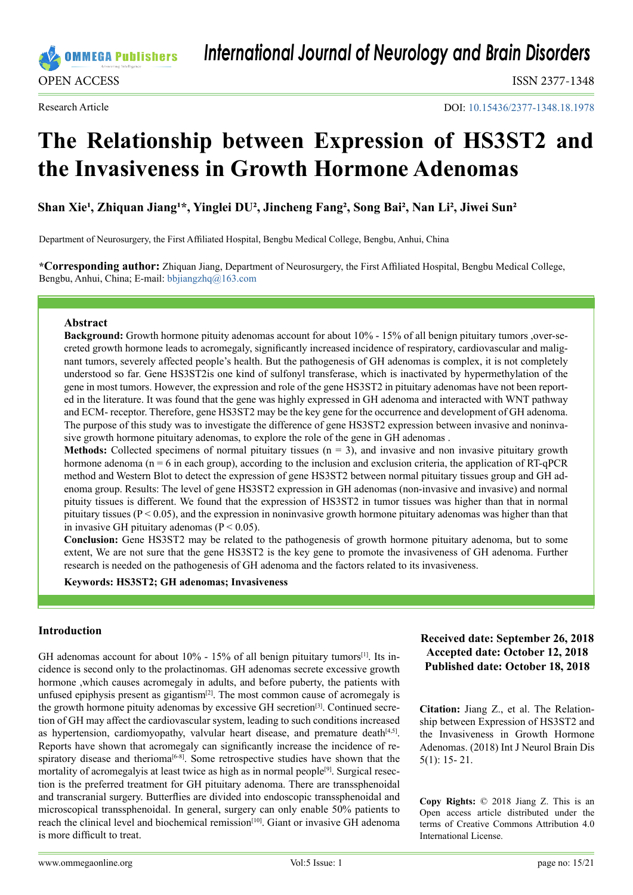International Journal of Neurology and Brain Disorders

OPEN ACCESS

ISSN 2377-1348

Research Article

DOI: 10.15436/2377-1348.18.1978

# The Relationship between Expression of HS3ST2 and the Invasiveness in Growth Hormone Adenomas

**Shan Xie[1], Zhiquan Jiang[1]*, Yinglei DU[2], Jincheng Fang[2], Song Bai[2], Nan Li[2], Jiwei Sun[2]**

Department of Neurosurgery, the First Affiliated Hospital, Bengbu Medical College, Bengbu, Anhui, China

***Corresponding author:** Zhiquan Jiang, Department of Neurosurgery, the First Affiliated Hospital, Bengbu Medical College, Bengbu, Anhui, China; E-mail: bbjiangzhq@163.com

## Abstract

**Background:** Growth hormone pituity adenomas account for about 10% - 15% of all benign pituitary tumors ,over-secreted growth hormone leads to acromegaly, significantly increased incidence of respiratory, cardiovascular and malignant tumors, severely affected people's health. But the pathogenesis of GH adenomas is complex, it is not completely understood so far. Gene HS3ST2is one kind of sulfonyl transferase, which is inactivated by hypermethylation of the gene in most tumors. However, the expression and role of the gene HS3ST2 in pituitary adenomas have not been reported in the literature. It was found that the gene was highly expressed in GH adenoma and interacted with WNT pathway and ECM- receptor. Therefore, gene HS3ST2 may be the key gene for the occurrence and development of GH adenoma. The purpose of this study was to investigate the difference of gene HS3ST2 expression between invasive and noninvasive growth hormone pituitary adenomas, to explore the role of the gene in GH adenomas .

**Methods:** Collected specimens of normal pituitary tissues (n = 3), and invasive and non invasive pituitary growth hormone adenoma (n = 6 in each group), according to the inclusion and exclusion criteria, the application of RT-qPCR method and Western Blot to detect the expression of gene HS3ST2 between normal pituitary tissues group and GH adenoma group. Results: The level of gene HS3ST2 expression in GH adenomas (non-invasive and invasive) and normal pituity tissues is different. We found that the expression of HS3ST2 in tumor tissues was higher than that in normal pituitary tissues ($P < 0.05$), and the expression in noninvasive growth hormone pituitary adenomas was higher than that in invasive GH pituitary adenomas ($P < 0.05$).

**Conclusion:** Gene HS3ST2 may be related to the pathogenesis of growth hormone pituitary adenoma, but to some extent, We are not sure that the gene HS3ST2 is the key gene to promote the invasiveness of GH adenoma. Further research is needed on the pathogenesis of GH adenoma and the factors related to its invasiveness.

**Keywords: HS3ST2; GH adenomas; Invasiveness**

**Received date: September 26, 2018**
**Accepted date: October 12, 2018**
**Published date: October 18, 2018**

**Citation:** Jiang Z., et al. The Relationship between Expression of HS3ST2 and the Invasiveness in Growth Hormone Adenomas. (2018) Int J Neurol Brain Dis 5(1): 15- 21.

**Copy Rights:** © 2018 Jiang Z. This is an Open access article distributed under the terms of Creative Commons Attribution 4.0 International License.

## Introduction

GH adenomas account for about 10% - 15% of all benign pituitary tumors[1]. Its incidence is second only to the prolactinomas. GH adenomas secrete excessive growth hormone ,which causes acromegaly in adults, and before puberty, the patients with unfused epiphysis present as gigantism[2]. The most common cause of acromegaly is the growth hormone pituity adenomas by excessive GH secretion[3]. Continued secretion of GH may affect the cardiovascular system, leading to such conditions increased as hypertension, cardiomyopathy, valvular heart disease, and premature death[4,5]. Reports have shown that acromegaly can significantly increase the incidence of respiratory disease and therioma[6-8]. Some retrospective studies have shown that the mortality of acromegalyis at least twice as high as in normal people[9]. Surgical resection is the preferred treatment for GH pituitary adenoma. There are transsphenoidal and transcranial surgery. Butterflies are divided into endoscopic transsphenoidal and microscopical transsphenoidal. In general, surgery can only enable 50% patients to reach the clinical level and biochemical remission[10]. Giant or invasive GH adenoma is more difficult to treat.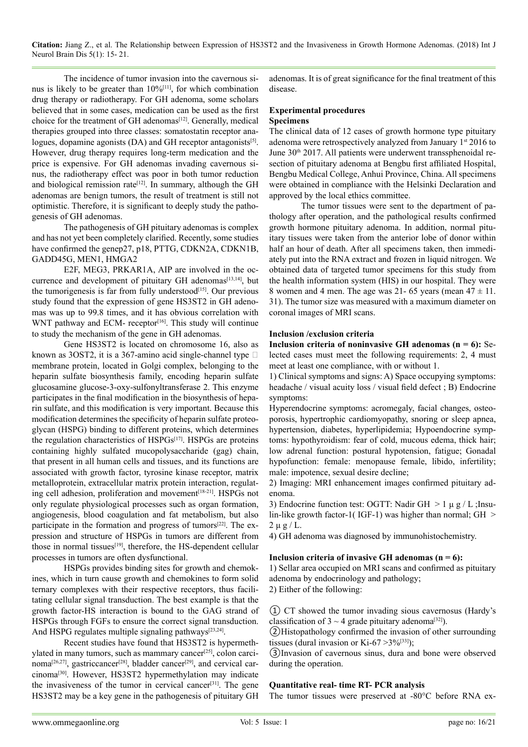The incidence of tumor invasion into the cavernous sinus is likely to be greater than 10%[11], for which combination drug therapy or radiotherapy. For GH adenoma, some scholars believed that in some cases, medication can be used as the first choice for the treatment of GH adenomas[12]. Generally, medical therapies grouped into three classes: somatostatin receptor analogues, dopamine agonists (DA) and GH receptor antagonists[5]. However, drug therapy requires long-term medication and the price is expensive. For GH adenomas invading cavernous sinus, the radiotherapy effect was poor in both tumor reduction and biological remission rate[12]. In summary, although the GH adenomas are benign tumors, the result of treatment is still not optimistic. Therefore, it is significant to deeply study the pathogenesis of GH adenomas.

The pathogenesis of GH pituitary adenomas is complex and has not yet been completely clarified. Recently, some studies have confirmed the genep27, p18, PTTG, CDKN2A, CDKN1B, GADD45G, MEN1, HMGA2

E2F, MEG3, PRKAR1A, AIP are involved in the occurrence and development of pituitary GH adenomas[13,14], but the tumorigenesis is far from fully understood[15]. Our previous study found that the expression of gene HS3ST2 in GH adenomas was up to 99.8 times, and it has obvious correlation with WNT pathway and ECM- receptor[16]. This study will continue to study the mechanism of the gene in GH adenomas.

Gene HS3ST2 is located on chromosome 16, also as known as 3OST2, it is a 367-amino acid single-channel type □ membrane protein, located in Golgi complex, belonging to the heparin sulfate biosynthesis family, encoding heparin sulfate glucosamine glucose-3-oxy-sulfonyltransferase 2. This enzyme participates in the final modification in the biosynthesis of heparin sulfate, and this modification is very important. Because this modification determines the specificity of heparin sulfate proteoglycan (HSPG) binding to different proteins, which determines the regulation characteristics of HSPGs[17]. HSPGs are proteins containing highly sulfated mucopolysaccharide (gag) chain, that present in all human cells and tissues, and its functions are associated with growth factor, tyrosine kinase receptor, matrix metalloprotein, extracellular matrix protein interaction, regulating cell adhesion, proliferation and movement[18-21]. HSPGs not only regulate physiological processes such as organ formation, angiogenesis, blood coagulation and fat metabolism, but also participate in the formation and progress of tumors[22]. The expression and structure of HSPGs in tumors are different from those in normal tissues[19], therefore, the HS-dependent cellular processes in tumors are often dysfunctional.

HSPGs provides binding sites for growth and chemokines, which in turn cause growth and chemokines to form solid ternary complexes with their respective receptors, thus facilitating cellular signal transduction. The best example is that the growth factor-HS interaction is bound to the GAG strand of HSPGs through FGFs to ensure the correct signal transduction. And HSPG regulates multiple signaling pathways[23,24].

Recent studies have found that HS3ST2 is hypermethylated in many tumors, such as mammary cancer[25], colon carcinoma[26,27], gastriccancer[28], bladder cancer[29], and cervical carcinoma[30]. However, HS3ST2 hypermethylation may indicate the invasiveness of the tumor in cervical cancer[31]. The gene HS3ST2 may be a key gene in the pathogenesis of pituitary GH adenomas. It is of great significance for the final treatment of this disease.

## Experimental procedures

### Specimens

The clinical data of 12 cases of growth hormone type pituitary adenoma were retrospectively analyzed from January 1st 2016 to June 30th 2017. All patients were underwent transsphenoidal resection of pituitary adenoma at Bengbu first affiliated Hospital, Bengbu Medical College, Anhui Province, China. All specimens were obtained in compliance with the Helsinki Declaration and approved by the local ethics committee.

The tumor tissues were sent to the department of pathology after operation, and the pathological results confirmed growth hormone pituitary adenoma. In addition, normal pituitary tissues were taken from the anterior lobe of donor within half an hour of death. After all specimens taken, then immediately put into the RNA extract and frozen in liquid nitrogen. We obtained data of targeted tumor specimens for this study from the health information system (HIS) in our hospital. They were 8 women and 4 men. The age was 21- 65 years (mean $47 \pm 11.31$). The tumor size was measured with a maximum diameter on coronal images of MRI scans.

### Inclusion /exclusion criteria

**Inclusion criteria of noninvasive GH adenomas (n = 6):** Selected cases must meet the following requirements: 2, 4 must meet at least one compliance, with or without 1.

1) Clinical symptoms and signs: A) Space occupying symptoms: headache / visual acuity loss / visual field defect ; B) Endocrine symptoms:

Hyperendocrine symptoms: acromegaly, facial changes, osteoporosis, hypertrophic cardiomyopathy, snoring or sleep apnea, hypertension, diabetes, hyperlipidemia; Hypoendocrine symptoms: hypothyroidism: fear of cold, mucous edema, thick hair; low adrenal function: postural hypotension, fatigue; Gonadal hypofunction: female: menopause female, libido, infertility; male: impotence, sexual desire decline;

2) Imaging: MRI enhancement images confirmed pituitary adenoma.

3) Endocrine function test: OGTT: Nadir GH $> 1$ μ g / L ;Insulin-like growth factor-1( IGF-1) was higher than normal; GH $> 2$ μ g / L.

4) GH adenoma was diagnosed by immunohistochemistry.

**Inclusion criteria of invasive GH adenomas (n = 6):**

1) Sellar area occupied on MRI scans and confirmed as pituitary adenoma by endocrinology and pathology;

2) Either of the following:

① CT showed the tumor invading sious cavernosus (Hardy's classification of 3 ~ 4 grade pituitary adenoma[32]).

②Histopathology confirmed the invasion of other surrounding tissues (dural invasion or Ki-67 >3%[33]);

③Invasion of cavernous sinus, dura and bone were observed during the operation.

### Quantitative real- time RT- PCR analysis

The tumor tissues were preserved at -80°C before RNA ex-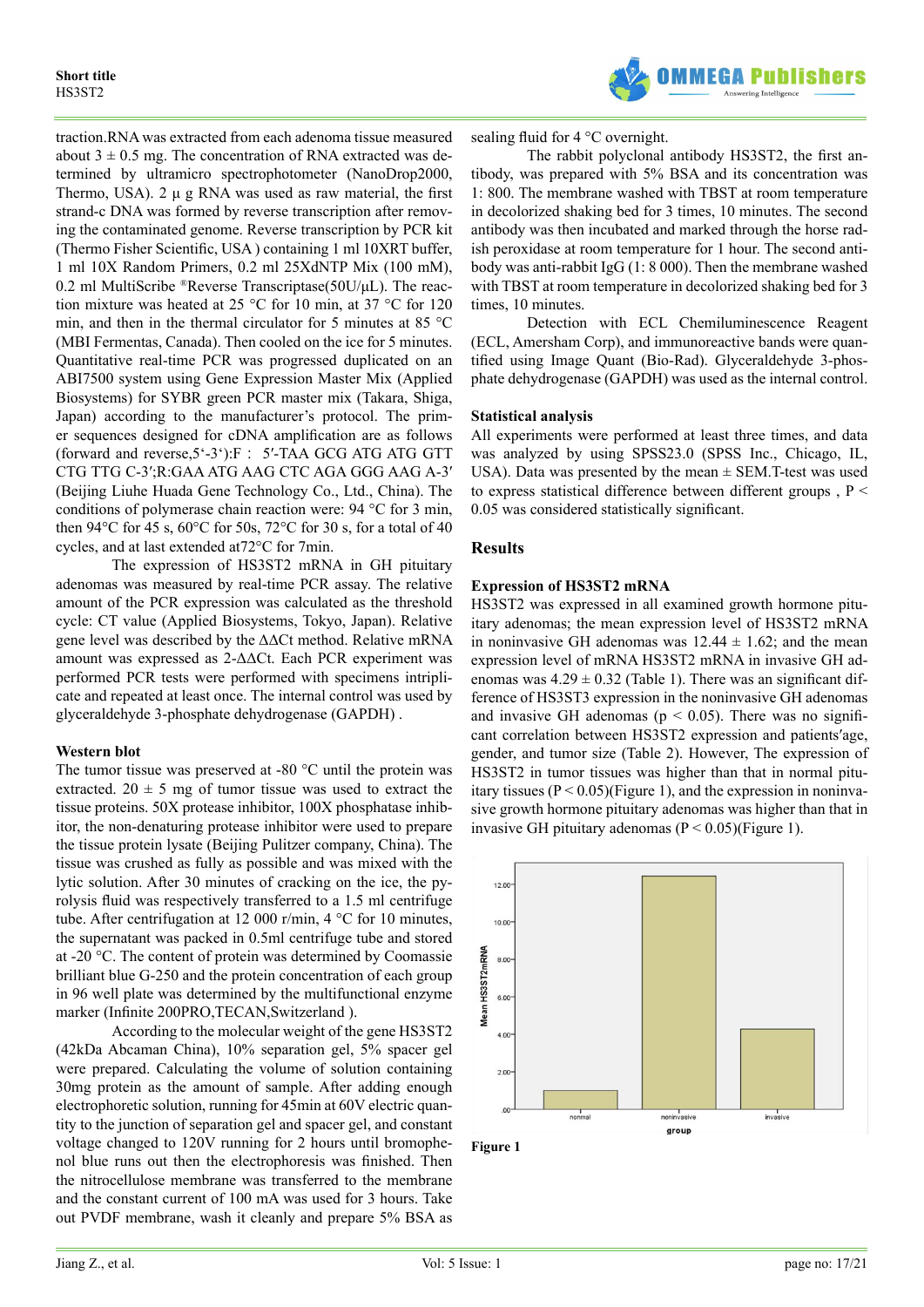traction.RNA was extracted from each adenoma tissue measured about 3 ± 0.5 mg. The concentration of RNA extracted was determined by ultramicro spectrophotometer (NanoDrop2000, Thermo, USA). 2 μ g RNA was used as raw material, the first strand-c DNA was formed by reverse transcription after removing the contaminated genome. Reverse transcription by PCR kit (Thermo Fisher Scientific, USA ) containing 1 ml 10XRT buffer, 1 ml 10X Random Primers, 0.2 ml 25XdNTP Mix (100 mM), 0.2 ml MultiScribe ®Reverse Transcriptase(50U/μL). The reaction mixture was heated at 25 °C for 10 min, at 37 °C for 120 min, and then in the thermal circulator for 5 minutes at 85 °C (MBI Fermentas, Canada). Then cooled on the ice for 5 minutes. Quantitative real-time PCR was progressed duplicated on an ABI7500 system using Gene Expression Master Mix (Applied Biosystems) for SYBR green PCR master mix (Takara, Shiga, Japan) according to the manufacturer's protocol. The primer sequences designed for cDNA amplification are as follows (forward and reverse,5'-3'):F : 5′-TAA GCG ATG ATG GTT CTG TTG C-3′;R:GAA ATG AAG CTC AGA GGG AAG A-3′ (Beijing Liuhe Huada Gene Technology Co., Ltd., China). The conditions of polymerase chain reaction were: 94 °C for 3 min, then 94°C for 45 s, 60°C for 50s, 72°C for 30 s, for a total of 40 cycles, and at last extended at72°C for 7min.

The expression of HS3ST2 mRNA in GH pituitary adenomas was measured by real-time PCR assay. The relative amount of the PCR expression was calculated as the threshold cycle: CT value (Applied Biosystems, Tokyo, Japan). Relative gene level was described by the ΔΔCt method. Relative mRNA amount was expressed as 2-ΔΔCt. Each PCR experiment was performed PCR tests were performed with specimens intriplicate and repeated at least once. The internal control was used by glyceraldehyde 3-phosphate dehydrogenase (GAPDH) .

### Western blot

The tumor tissue was preserved at -80 °C until the protein was extracted. 20 ± 5 mg of tumor tissue was used to extract the tissue proteins. 50X protease inhibitor, 100X phosphatase inhibitor, the non-denaturing protease inhibitor were used to prepare the tissue protein lysate (Beijing Pulitzer company, China). The tissue was crushed as fully as possible and was mixed with the lytic solution. After 30 minutes of cracking on the ice, the pyrolysis fluid was respectively transferred to a 1.5 ml centrifuge tube. After centrifugation at 12 000 r/min, 4 °C for 10 minutes, the supernatant was packed in 0.5ml centrifuge tube and stored at -20 °C. The content of protein was determined by Coomassie brilliant blue G-250 and the protein concentration of each group in 96 well plate was determined by the multifunctional enzyme marker (Infinite 200PRO,TECAN,Switzerland ).

According to the molecular weight of the gene HS3ST2 (42kDa Abcaman China), 10% separation gel, 5% spacer gel were prepared. Calculating the volume of solution containing 30mg protein as the amount of sample. After adding enough electrophoretic solution, running for 45min at 60V electric quantity to the junction of separation gel and spacer gel, and constant voltage changed to 120V running for 2 hours until bromophenol blue runs out then the electrophoresis was finished. Then the nitrocellulose membrane was transferred to the membrane and the constant current of 100 mA was used for 3 hours. Take out PVDF membrane, wash it cleanly and prepare 5% BSA as sealing fluid for 4 °C overnight.

The rabbit polyclonal antibody HS3ST2, the first antibody, was prepared with 5% BSA and its concentration was 1: 800. The membrane washed with TBST at room temperature in decolorized shaking bed for 3 times, 10 minutes. The second antibody was then incubated and marked through the horse radish peroxidase at room temperature for 1 hour. The second antibody was anti-rabbit IgG (1: 8 000). Then the membrane washed with TBST at room temperature in decolorized shaking bed for 3 times, 10 minutes.

Detection with ECL Chemiluminescence Reagent (ECL, Amersham Corp), and immunoreactive bands were quantified using Image Quant (Bio-Rad). Glyceraldehyde 3-phosphate dehydrogenase (GAPDH) was used as the internal control.

### Statistical analysis

All experiments were performed at least three times, and data was analyzed by using SPSS23.0 (SPSS Inc., Chicago, IL, USA). Data was presented by the mean ± SEM.T-test was used to express statistical difference between different groups , $P < 0.05$ was considered statistically significant.

## Results

### Expression of HS3ST2 mRNA

HS3ST2 was expressed in all examined growth hormone pituitary adenomas; the mean expression level of HS3ST2 mRNA in noninvasive GH adenomas was 12.44 ± 1.62; and the mean expression level of mRNA HS3ST2 mRNA in invasive GH adenomas was 4.29 ± 0.32 (Table 1). There was an significant difference of HS3ST3 expression in the noninvasive GH adenomas and invasive GH adenomas ($p < 0.05$). There was no significant correlation between HS3ST2 expression and patients′age, gender, and tumor size (Table 2). However, The expression of HS3ST2 in tumor tissues was higher than that in normal pituitary tissues ($P < 0.05$)(Figure 1), and the expression in noninvasive growth hormone pituitary adenomas was higher than that in invasive GH pituitary adenomas ($P < 0.05$)(Figure 1).

**Figure 1**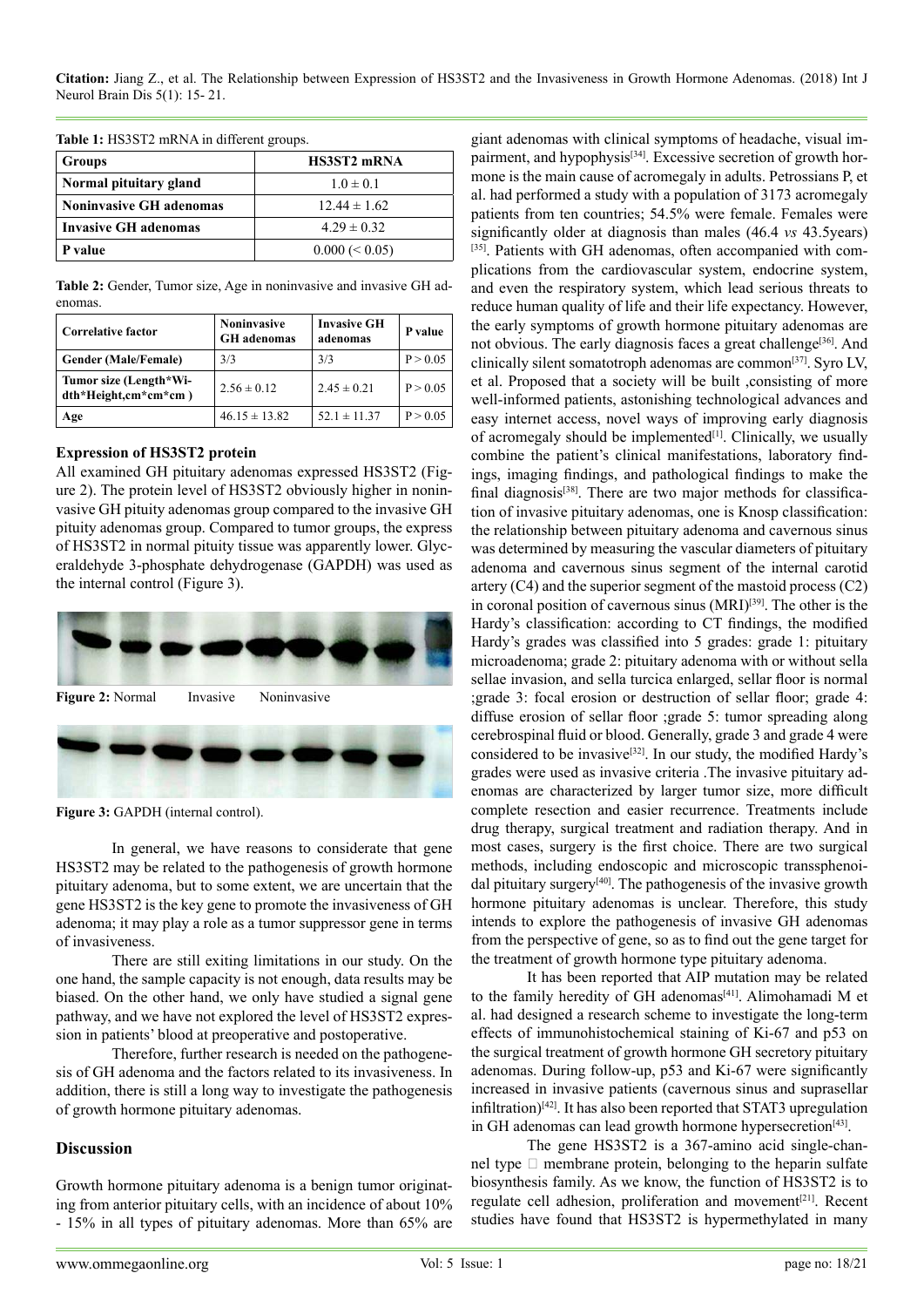**Table 1:** HS3ST2 mRNA in different groups.

| Groups | HS3ST2 mRNA |
|---|---|
| Normal pituitary gland | 1.0 ± 0.1 |
| Noninvasive GH adenomas | 12.44 ± 1.62 |
| Invasive GH adenomas | 4.29 ± 0.32 |
| P value | 0.000 (< 0.05) |

**Table 2:** Gender, Tumor size, Age in noninvasive and invasive GH adenomas.

| Correlative factor | Noninvasive GH adenomas | Invasive GH adenomas | P value |
|---|---|---|---|
| Gender (Male/Female) | 3/3 | 3/3 | P > 0.05 |
| Tumor size (Length*Width*Height,cm*cm*cm ) | 2.56 ± 0.12 | 2.45 ± 0.21 | P > 0.05 |
| Age | 46.15 ± 13.82 | 52.1 ± 11.37 | P > 0.05 |

**Expression of HS3ST2 protein**

All examined GH pituitary adenomas expressed HS3ST2 (Figure 2). The protein level of HS3ST2 obviously higher in noninvasive GH pituity adenomas group compared to the invasive GH pituity adenomas group. Compared to tumor groups, the express of HS3ST2 in normal pituity tissue was apparently lower. Glyceraldehyde 3-phosphate dehydrogenase (GAPDH) was used as the internal control (Figure 3).

**Figure 2:** Normal Invasive Noninvasive

**Figure 3:** GAPDH (internal control).

In general, we have reasons to considerate that gene HS3ST2 may be related to the pathogenesis of growth hormone pituitary adenoma, but to some extent, we are uncertain that the gene HS3ST2 is the key gene to promote the invasiveness of GH adenoma; it may play a role as a tumor suppressor gene in terms of invasiveness.

There are still exiting limitations in our study. On the one hand, the sample capacity is not enough, data results may be biased. On the other hand, we only have studied a signal gene pathway, and we have not explored the level of HS3ST2 expression in patients' blood at preoperative and postoperative.

Therefore, further research is needed on the pathogenesis of GH adenoma and the factors related to its invasiveness. In addition, there is still a long way to investigate the pathogenesis of growth hormone pituitary adenomas.

## Discussion

Growth hormone pituitary adenoma is a benign tumor originating from anterior pituitary cells, with an incidence of about 10% - 15% in all types of pituitary adenomas. More than 65% are giant adenomas with clinical symptoms of headache, visual impairment, and hypophysis[34]. Excessive secretion of growth hormone is the main cause of acromegaly in adults. Petrossians P, et al. had performed a study with a population of 3173 acromegaly patients from ten countries; 54.5% were female. Females were significantly older at diagnosis than males (46.4 *vs* 43.5years)[35]. Patients with GH adenomas, often accompanied with complications from the cardiovascular system, endocrine system, and even the respiratory system, which lead serious threats to reduce human quality of life and their life expectancy. However, the early symptoms of growth hormone pituitary adenomas are not obvious. The early diagnosis faces a great challenge[36]. And clinically silent somatotroph adenomas are common[37]. Syro LV, et al. Proposed that a society will be built ,consisting of more well-informed patients, astonishing technological advances and easy internet access, novel ways of improving early diagnosis of acromegaly should be implemented[1]. Clinically, we usually combine the patient's clinical manifestations, laboratory findings, imaging findings, and pathological findings to make the final diagnosis[38]. There are two major methods for classification of invasive pituitary adenomas, one is Knosp classification: the relationship between pituitary adenoma and cavernous sinus was determined by measuring the vascular diameters of pituitary adenoma and cavernous sinus segment of the internal carotid artery (C4) and the superior segment of the mastoid process (C2) in coronal position of cavernous sinus (MRI)[39]. The other is the Hardy's classification: according to CT findings, the modified Hardy's grades was classified into 5 grades: grade 1: pituitary microadenoma; grade 2: pituitary adenoma with or without sella sellae invasion, and sella turcica enlarged, sellar floor is normal ;grade 3: focal erosion or destruction of sellar floor; grade 4: diffuse erosion of sellar floor ;grade 5: tumor spreading along cerebrospinal fluid or blood. Generally, grade 3 and grade 4 were considered to be invasive[32]. In our study, the modified Hardy's grades were used as invasive criteria .The invasive pituitary adenomas are characterized by larger tumor size, more difficult complete resection and easier recurrence. Treatments include drug therapy, surgical treatment and radiation therapy. And in most cases, surgery is the first choice. There are two surgical methods, including endoscopic and microscopic transsphenoidal pituitary surgery[40]. The pathogenesis of the invasive growth hormone pituitary adenomas is unclear. Therefore, this study intends to explore the pathogenesis of invasive GH adenomas from the perspective of gene, so as to find out the gene target for the treatment of growth hormone type pituitary adenoma.

It has been reported that AIP mutation may be related to the family heredity of GH adenomas[41]. Alimohamadi M et al. had designed a research scheme to investigate the long-term effects of immunohistochemical staining of Ki-67 and p53 on the surgical treatment of growth hormone GH secretory pituitary adenomas. During follow-up, p53 and Ki-67 were significantly increased in invasive patients (cavernous sinus and suprasellar infiltration)[42]. It has also been reported that STAT3 upregulation in GH adenomas can lead growth hormone hypersecretion[43].

The gene HS3ST2 is a 367-amino acid single-channel type  membrane protein, belonging to the heparin sulfate biosynthesis family. As we know, the function of HS3ST2 is to regulate cell adhesion, proliferation and movement[21]. Recent studies have found that HS3ST2 is hypermethylated in many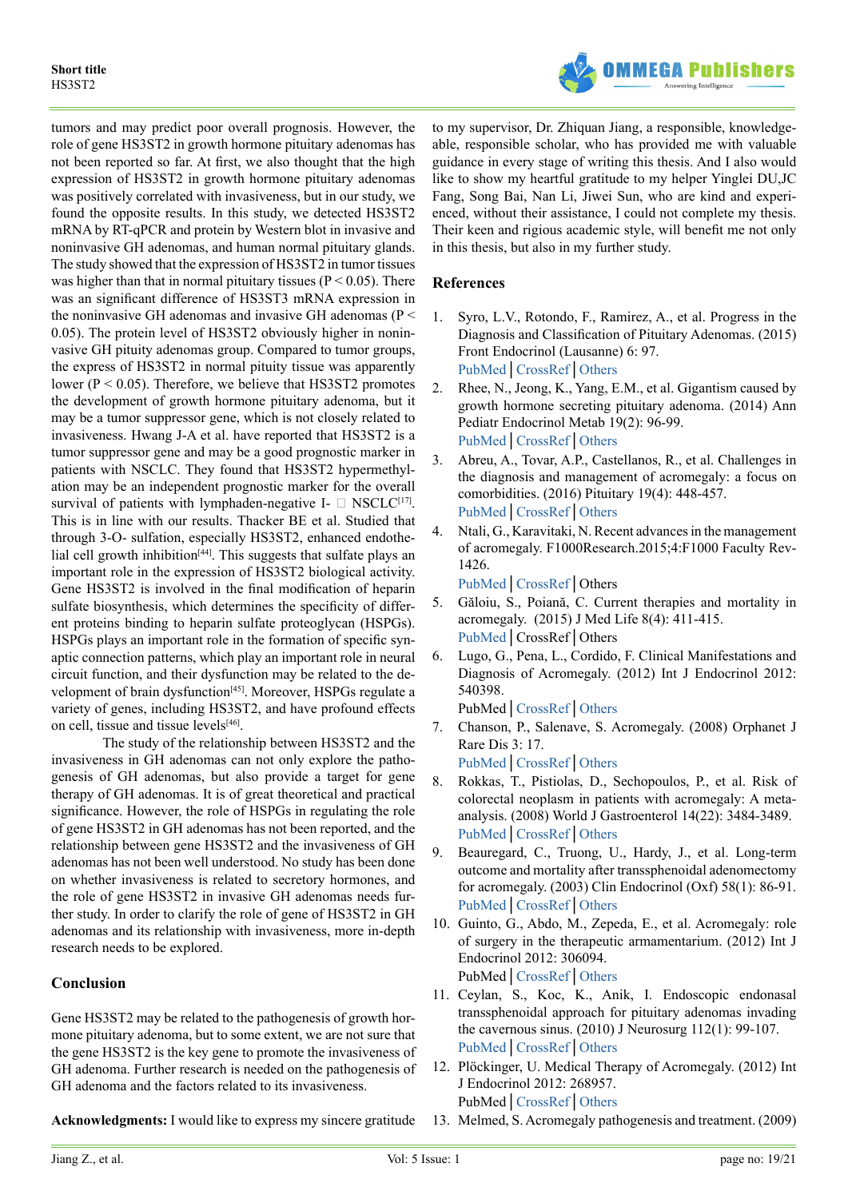tumors and may predict poor overall prognosis. However, the role of gene HS3ST2 in growth hormone pituitary adenomas has not been reported so far. At first, we also thought that the high expression of HS3ST2 in growth hormone pituitary adenomas was positively correlated with invasiveness, but in our study, we found the opposite results. In this study, we detected HS3ST2 mRNA by RT-qPCR and protein by Western blot in invasive and noninvasive GH adenomas, and human normal pituitary glands. The study showed that the expression of HS3ST2 in tumor tissues was higher than that in normal pituitary tissues ($P < 0.05$). There was an significant difference of HS3ST3 mRNA expression in the noninvasive GH adenomas and invasive GH adenomas ($P < 0.05$). The protein level of HS3ST2 obviously higher in noninvasive GH pituity adenomas group. Compared to tumor groups, the express of HS3ST2 in normal pituity tissue was apparently lower ($P < 0.05$). Therefore, we believe that HS3ST2 promotes the development of growth hormone pituitary adenoma, but it may be a tumor suppressor gene, which is not closely related to invasiveness. Hwang J-A et al. have reported that HS3ST2 is a tumor suppressor gene and may be a good prognostic marker in patients with NSCLC. They found that HS3ST2 hypermethylation may be an independent prognostic marker for the overall survival of patients with lymphaden-negative I- □ NSCLC[17]. This is in line with our results. Thacker BE et al. Studied that through 3-O- sulfation, especially HS3ST2, enhanced endothelial cell growth inhibition[44]. This suggests that sulfate plays an important role in the expression of HS3ST2 biological activity. Gene HS3ST2 is involved in the final modification of heparin sulfate biosynthesis, which determines the specificity of different proteins binding to heparin sulfate proteoglycan (HSPGs). HSPGs plays an important role in the formation of specific synaptic connection patterns, which play an important role in neural circuit function, and their dysfunction may be related to the development of brain dysfunction[45]. Moreover, HSPGs regulate a variety of genes, including HS3ST2, and have profound effects on cell, tissue and tissue levels[46].

The study of the relationship between HS3ST2 and the invasiveness in GH adenomas can not only explore the pathogenesis of GH adenomas, but also provide a target for gene therapy of GH adenomas. It is of great theoretical and practical significance. However, the role of HSPGs in regulating the role of gene HS3ST2 in GH adenomas has not been reported, and the relationship between gene HS3ST2 and the invasiveness of GH adenomas has not been well understood. No study has been done on whether invasiveness is related to secretory hormones, and the role of gene HS3ST2 in invasive GH adenomas needs further study. In order to clarify the role of gene of HS3ST2 in GH adenomas and its relationship with invasiveness, more in-depth research needs to be explored.

## Conclusion

Gene HS3ST2 may be related to the pathogenesis of growth hormone pituitary adenoma, but to some extent, we are not sure that the gene HS3ST2 is the key gene to promote the invasiveness of GH adenoma. Further research is needed on the pathogenesis of GH adenoma and the factors related to its invasiveness.

**Acknowledgments:** I would like to express my sincere gratitude to my supervisor, Dr. Zhiquan Jiang, a responsible, knowledgeable, responsible scholar, who has provided me with valuable guidance in every stage of writing this thesis. And I also would like to show my heartful gratitude to my helper Yinglei DU,JC Fang, Song Bai, Nan Li, Jiwei Sun, who are kind and experienced, without their assistance, I could not complete my thesis. Their keen and rigious academic style, will benefit me not only in this thesis, but also in my further study.

## References

1. Syro, L.V., Rotondo, F., Ramirez, A., et al. Progress in the Diagnosis and Classification of Pituitary Adenomas. (2015) Front Endocrinol (Lausanne) 6: 97.
PubMed | CrossRef | Others
2. Rhee, N., Jeong, K., Yang, E.M., et al. Gigantism caused by growth hormone secreting pituitary adenoma. (2014) Ann Pediatr Endocrinol Metab 19(2): 96-99.
PubMed | CrossRef | Others
3. Abreu, A., Tovar, A.P., Castellanos, R., et al. Challenges in the diagnosis and management of acromegaly: a focus on comorbidities. (2016) Pituitary 19(4): 448-457.
PubMed | CrossRef | Others
4. Ntali, G., Karavitaki, N. Recent advances in the management of acromegaly. F1000Research.2015;4:F1000 Faculty Rev-1426.
PubMed | CrossRef | Others
5. Găloiu, S., Poiană, C. Current therapies and mortality in acromegaly. (2015) J Med Life 8(4): 411-415.
PubMed | CrossRef | Others
6. Lugo, G., Pena, L., Cordido, F. Clinical Manifestations and Diagnosis of Acromegaly. (2012) Int J Endocrinol 2012: 540398.
PubMed | CrossRef | Others
7. Chanson, P., Salenave, S. Acromegaly. (2008) Orphanet J Rare Dis 3: 17.
PubMed | CrossRef | Others
8. Rokkas, T., Pistiolas, D., Sechopoulos, P., et al. Risk of colorectal neoplasm in patients with acromegaly: A meta-analysis. (2008) World J Gastroenterol 14(22): 3484-3489.
PubMed | CrossRef | Others
9. Beauregard, C., Truong, U., Hardy, J., et al. Long-term outcome and mortality after transsphenoidal adenomectomy for acromegaly. (2003) Clin Endocrinol (Oxf) 58(1): 86-91.
PubMed | CrossRef | Others
10. Guinto, G., Abdo, M., Zepeda, E., et al. Acromegaly: role of surgery in the therapeutic armamentarium. (2012) Int J Endocrinol 2012: 306094.
PubMed | CrossRef | Others
11. Ceylan, S., Koc, K., Anik, I. Endoscopic endonasal transsphenoidal approach for pituitary adenomas invading the cavernous sinus. (2010) J Neurosurg 112(1): 99-107.
PubMed | CrossRef | Others
12. Plöckinger, U. Medical Therapy of Acromegaly. (2012) Int J Endocrinol 2012: 268957.
PubMed | CrossRef | Others
13. Melmed, S. Acromegaly pathogenesis and treatment. (2009)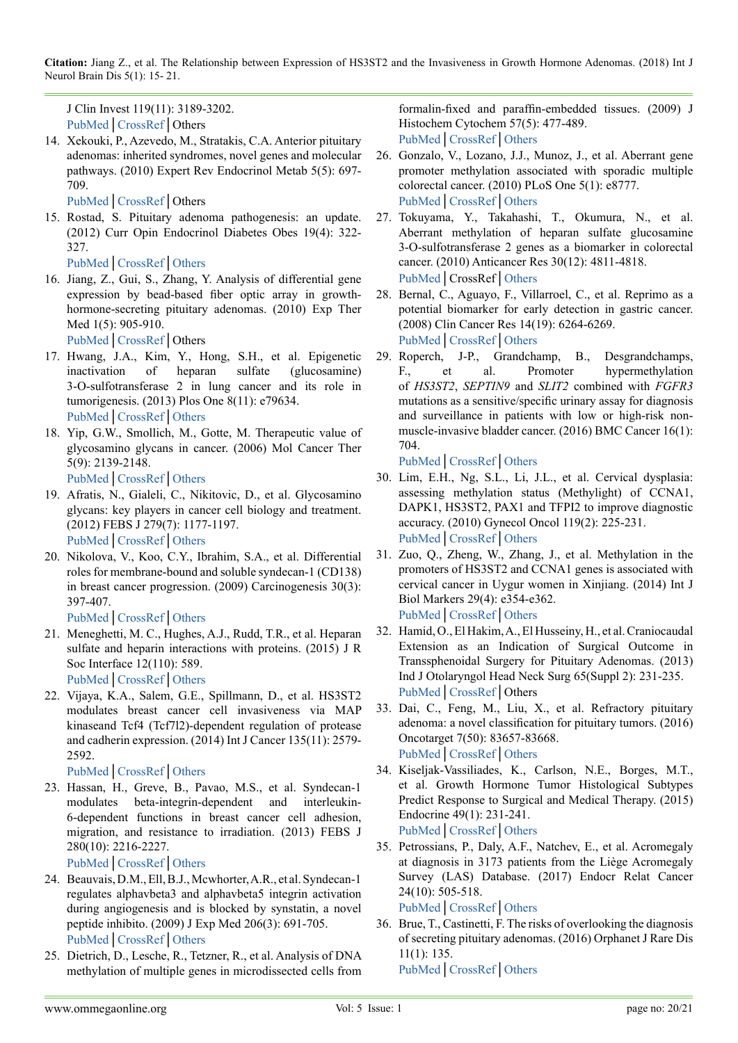J Clin Invest 119(11): 3189-3202.
PubMed | CrossRef | Others

14. Xekouki, P., Azevedo, M., Stratakis, C.A. Anterior pituitary adenomas: inherited syndromes, novel genes and molecular pathways. (2010) Expert Rev Endocrinol Metab 5(5): 697-709.
PubMed | CrossRef | Others

15. Rostad, S. Pituitary adenoma pathogenesis: an update. (2012) Curr Opin Endocrinol Diabetes Obes 19(4): 322-327.
PubMed | CrossRef | Others

16. Jiang, Z., Gui, S., Zhang, Y. Analysis of differential gene expression by bead-based fiber optic array in growth-hormone-secreting pituitary adenomas. (2010) Exp Ther Med 1(5): 905-910.
PubMed | CrossRef | Others

17. Hwang, J.A., Kim, Y., Hong, S.H., et al. Epigenetic inactivation of heparan sulfate (glucosamine) 3-O-sulfotransferase 2 in lung cancer and its role in tumorigenesis. (2013) Plos One 8(11): e79634.
PubMed | CrossRef | Others

18. Yip, G.W., Smollich, M., Gotte, M. Therapeutic value of glycosamino glycans in cancer. (2006) Mol Cancer Ther 5(9): 2139-2148.
PubMed | CrossRef | Others

19. Afratis, N., Gialeli, C., Nikitovic, D., et al. Glycosamino glycans: key players in cancer cell biology and treatment. (2012) FEBS J 279(7): 1177-1197.
PubMed | CrossRef | Others

20. Nikolova, V., Koo, C.Y., Ibrahim, S.A., et al. Differential roles for membrane-bound and soluble syndecan-1 (CD138) in breast cancer progression. (2009) Carcinogenesis 30(3): 397-407.
PubMed | CrossRef | Others

21. Meneghetti, M. C., Hughes, A.J., Rudd, T.R., et al. Heparan sulfate and heparin interactions with proteins. (2015) J R Soc Interface 12(110): 589.
PubMed | CrossRef | Others

22. Vijaya, K.A., Salem, G.E., Spillmann, D., et al. HS3ST2 modulates breast cancer cell invasiveness via MAP kinaseand Tcf4 (Tcf7l2)-dependent regulation of protease and cadherin expression. (2014) Int J Cancer 135(11): 2579-2592.
PubMed | CrossRef | Others

23. Hassan, H., Greve, B., Pavao, M.S., et al. Syndecan-1 modulates beta-integrin-dependent and interleukin-6-dependent functions in breast cancer cell adhesion, migration, and resistance to irradiation. (2013) FEBS J 280(10): 2216-2227.
PubMed | CrossRef | Others

24. Beauvais, D.M., Ell, B.J., Mcwhorter, A.R., et al. Syndecan-1 regulates alphavbeta3 and alphavbeta5 integrin activation during angiogenesis and is blocked by synstatin, a novel peptide inhibito. (2009) J Exp Med 206(3): 691-705.
PubMed | CrossRef | Others

25. Dietrich, D., Lesche, R., Tetzner, R., et al. Analysis of DNA methylation of multiple genes in microdissected cells from formalin-fixed and paraffin-embedded tissues. (2009) J Histochem Cytochem 57(5): 477-489.
PubMed | CrossRef | Others

26. Gonzalo, V., Lozano, J.J., Munoz, J., et al. Aberrant gene promoter methylation associated with sporadic multiple colorectal cancer. (2010) PLoS One 5(1): e8777.
PubMed | CrossRef | Others

27. Tokuyama, Y., Takahashi, T., Okumura, N., et al. Aberrant methylation of heparan sulfate glucosamine 3-O-sulfotransferase 2 genes as a biomarker in colorectal cancer. (2010) Anticancer Res 30(12): 4811-4818.
PubMed | CrossRef | Others

28. Bernal, C., Aguayo, F., Villarroel, C., et al. Reprimo as a potential biomarker for early detection in gastric cancer. (2008) Clin Cancer Res 14(19): 6264-6269.
PubMed | CrossRef | Others

29. Roperch, J-P., Grandchamp, B., Desgrandchamps, F., et al. Promoter hypermethylation of *HS3ST2*, *SEPTIN9* and *SLIT2* combined with *FGFR3* mutations as a sensitive/specific urinary assay for diagnosis and surveillance in patients with low or high-risk non-muscle-invasive bladder cancer. (2016) BMC Cancer 16(1): 704.
PubMed | CrossRef | Others

30. Lim, E.H., Ng, S.L., Li, J.L., et al. Cervical dysplasia: assessing methylation status (Methylight) of CCNA1, DAPK1, HS3ST2, PAX1 and TFPI2 to improve diagnostic accuracy. (2010) Gynecol Oncol 119(2): 225-231.
PubMed | CrossRef | Others

31. Zuo, Q., Zheng, W., Zhang, J., et al. Methylation in the promoters of HS3ST2 and CCNA1 genes is associated with cervical cancer in Uygur women in Xinjiang. (2014) Int J Biol Markers 29(4): e354-e362.
PubMed | CrossRef | Others

32. Hamid, O., El Hakim, A., El Husseiny, H., et al. Craniocaudal Extension as an Indication of Surgical Outcome in Transsphenoidal Surgery for Pituitary Adenomas. (2013) Ind J Otolaryngol Head Neck Surg 65(Suppl 2): 231-235.
PubMed | CrossRef | Others

33. Dai, C., Feng, M., Liu, X., et al. Refractory pituitary adenoma: a novel classification for pituitary tumors. (2016) Oncotarget 7(50): 83657-83668.
PubMed | CrossRef | Others

34. Kiseljak-Vassiliades, K., Carlson, N.E., Borges, M.T., et al. Growth Hormone Tumor Histological Subtypes Predict Response to Surgical and Medical Therapy. (2015) Endocrine 49(1): 231-241.
PubMed | CrossRef | Others

35. Petrossians, P., Daly, A.F., Natchev, E., et al. Acromegaly at diagnosis in 3173 patients from the Liège Acromegaly Survey (LAS) Database. (2017) Endocr Relat Cancer 24(10): 505-518.
PubMed | CrossRef | Others

36. Brue, T., Castinetti, F. The risks of overlooking the diagnosis of secreting pituitary adenomas. (2016) Orphanet J Rare Dis 11(1): 135.
PubMed | CrossRef | Others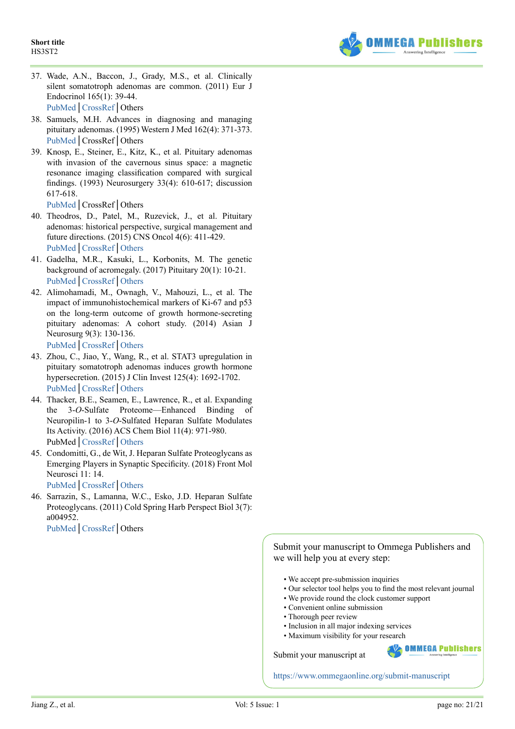37. Wade, A.N., Baccon, J., Grady, M.S., et al. Clinically silent somatotroph adenomas are common. (2011) Eur J Endocrinol 165(1): 39-44.
 PubMed | CrossRef | Others
38. Samuels, M.H. Advances in diagnosing and managing pituitary adenomas. (1995) Western J Med 162(4): 371-373.
 PubMed | CrossRef | Others
39. Knosp, E., Steiner, E., Kitz, K., et al. Pituitary adenomas with invasion of the cavernous sinus space: a magnetic resonance imaging classification compared with surgical findings. (1993) Neurosurgery 33(4): 610-617; discussion 617-618.
 PubMed | CrossRef | Others
40. Theodros, D., Patel, M., Ruzevick, J., et al. Pituitary adenomas: historical perspective, surgical management and future directions. (2015) CNS Oncol 4(6): 411-429.
 PubMed | CrossRef | Others
41. Gadelha, M.R., Kasuki, L., Korbonits, M. The genetic background of acromegaly. (2017) Pituitary 20(1): 10-21.
 PubMed | CrossRef | Others
42. Alimohamadi, M., Ownagh, V., Mahouzi, L., et al. The impact of immunohistochemical markers of Ki-67 and p53 on the long-term outcome of growth hormone-secreting pituitary adenomas: A cohort study. (2014) Asian J Neurosurg 9(3): 130-136.
 PubMed | CrossRef | Others
43. Zhou, C., Jiao, Y., Wang, R., et al. STAT3 upregulation in pituitary somatotroph adenomas induces growth hormone hypersecretion. (2015) J Clin Invest 125(4): 1692-1702.
 PubMed | CrossRef | Others
44. Thacker, B.E., Seamen, E., Lawrence, R., et al. Expanding the 3-*O*-Sulfate Proteome—Enhanced Binding of Neuropilin-1 to 3-*O*-Sulfated Heparan Sulfate Modulates Its Activity. (2016) ACS Chem Biol 11(4): 971-980.
 PubMed | CrossRef | Others
45. Condomitti, G., de Wit, J. Heparan Sulfate Proteoglycans as Emerging Players in Synaptic Specificity. (2018) Front Mol Neurosci 11: 14.
 PubMed | CrossRef | Others
46. Sarrazin, S., Lamanna, W.C., Esko, J.D. Heparan Sulfate Proteoglycans. (2011) Cold Spring Harb Perspect Biol 3(7): a004952.
 PubMed | CrossRef | Others

Submit your manuscript to Ommega Publishers and we will help you at every step:

- We accept pre-submission inquiries
- Our selector tool helps you to find the most relevant journal
- We provide round the clock customer support
- Convenient online submission
- Thorough peer review
- Inclusion in all major indexing services
- Maximum visibility for your research

Submit your manuscript at

https://www.ommegaonline.org/submit-manuscript